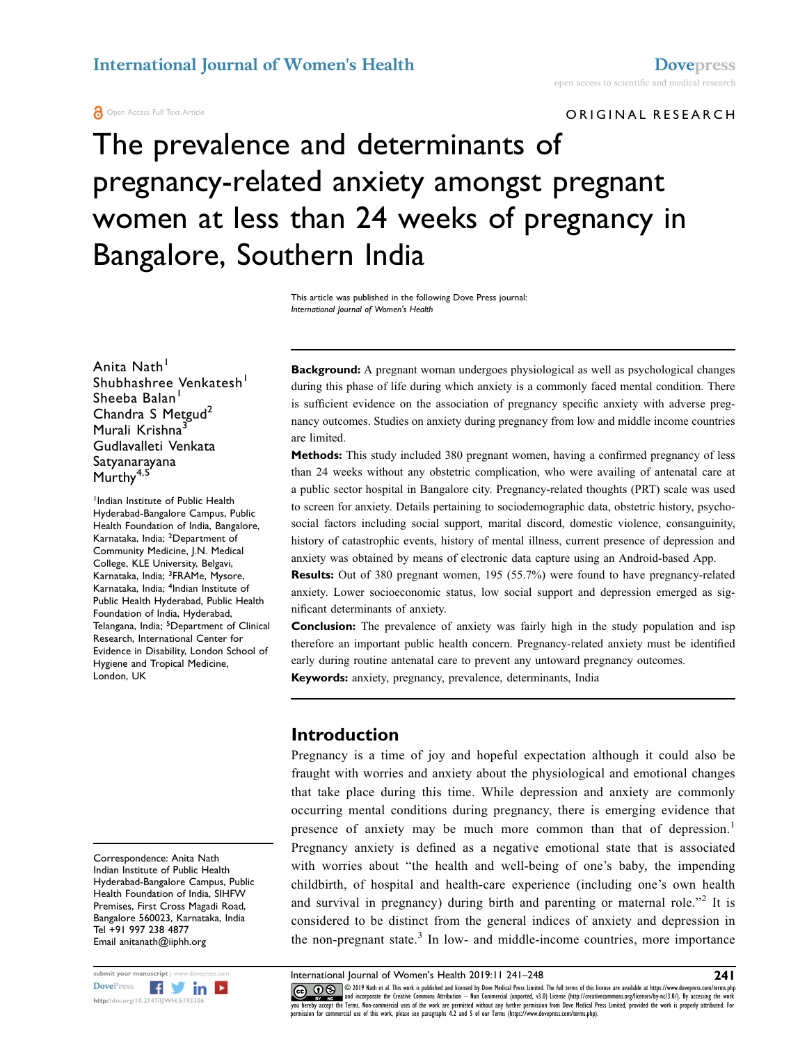International Journal of Women's Health

Open Access Full Text Article

ORIGINAL RESEARCH

# The prevalence and determinants of pregnancy-related anxiety amongst pregnant women at less than 24 weeks of pregnancy in Bangalore, Southern India

This article was published in the following Dove Press journal: *International Journal of Women's Health*

Anita Nath[1]
Shubhashree Venkatesh[1]
Sheeba Balan[1]
Chandra S Metgud[2]
Murali Krishna[3]
Gudlavalleti Venkata Satyanarayana Murthy[4,5]

[1]Indian Institute of Public Health Hyderabad-Bangalore Campus, Public Health Foundation of India, Bangalore, Karnataka, India; [2]Department of Community Medicine, J.N. Medical College, KLE University, Belgavi, Karnataka, India; [3]FRAMe, Mysore, Karnataka, India; [4]Indian Institute of Public Health Hyderabad, Public Health Foundation of India, Hyderabad, Telangana, India; [5]Department of Clinical Research, International Center for Evidence in Disability, London School of Hygiene and Tropical Medicine, London, UK

**Background:** A pregnant woman undergoes physiological as well as psychological changes during this phase of life during which anxiety is a commonly faced mental condition. There is sufficient evidence on the association of pregnancy specific anxiety with adverse pregnancy outcomes. Studies on anxiety during pregnancy from low and middle income countries are limited.

**Methods:** This study included 380 pregnant women, having a confirmed pregnancy of less than 24 weeks without any obstetric complication, who were availing of antenatal care at a public sector hospital in Bangalore city. Pregnancy-related thoughts (PRT) scale was used to screen for anxiety. Details pertaining to sociodemographic data, obstetric history, psychosocial factors including social support, marital discord, domestic violence, consanguinity, history of catastrophic events, history of mental illness, current presence of depression and anxiety was obtained by means of electronic data capture using an Android-based App.

**Results:** Out of 380 pregnant women, 195 (55.7%) were found to have pregnancy-related anxiety. Lower socioeconomic status, low social support and depression emerged as significant determinants of anxiety.

**Conclusion:** The prevalence of anxiety was fairly high in the study population and isp therefore an important public health concern. Pregnancy-related anxiety must be identified early during routine antenatal care to prevent any untoward pregnancy outcomes.

**Keywords:** anxiety, pregnancy, prevalence, determinants, India

## Introduction

Pregnancy is a time of joy and hopeful expectation although it could also be fraught with worries and anxiety about the physiological and emotional changes that take place during this time. While depression and anxiety are commonly occurring mental conditions during pregnancy, there is emerging evidence that presence of anxiety may be much more common than that of depression.[1] Pregnancy anxiety is defined as a negative emotional state that is associated with worries about "the health and well-being of one's baby, the impending childbirth, of hospital and health-care experience (including one's own health and survival in pregnancy) during birth and parenting or maternal role."[2] It is considered to be distinct from the general indices of anxiety and depression in the non-pregnant state.[3] In low- and middle-income countries, more importance

Correspondence: Anita Nath
Indian Institute of Public Health Hyderabad-Bangalore Campus, Public Health Foundation of India, SIHFW Premises, First Cross Magadi Road, Bangalore 560023, Karnataka, India
Tel +91 997 238 4877
Email anitanath@iiphh.org

© 2019 Nath et al. This work is published and licensed by Dove Medical Press Limited. The full terms of this license are available at https://www.dovepress.com/terms.php and incorporate the Creative Commons Attribution – Non Commercial (unported, v3.0) License (http://creativecommons.org/licenses/by-nc/3.0/). By accessing the work you hereby accept the Terms. Non-commercial uses of the work are permitted without any further permission from Dove Medical Press Limited, provided the work is properly attributed. For permission for commercial use of this work, please see paragraphs 4.2 and 5 of our Terms (https://www.dovepress.com/terms.php).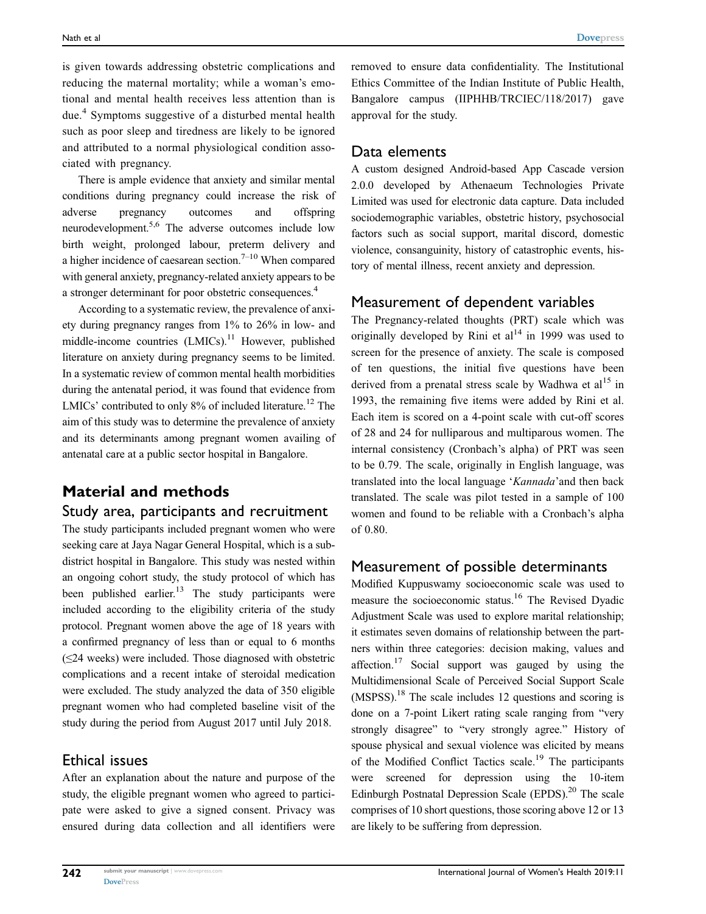is given towards addressing obstetric complications and reducing the maternal mortality; while a woman's emotional and mental health receives less attention than is due.[4] Symptoms suggestive of a disturbed mental health such as poor sleep and tiredness are likely to be ignored and attributed to a normal physiological condition associated with pregnancy.

There is ample evidence that anxiety and similar mental conditions during pregnancy could increase the risk of adverse pregnancy outcomes and offspring neurodevelopment.[5,6] The adverse outcomes include low birth weight, prolonged labour, preterm delivery and a higher incidence of caesarean section.[7–10] When compared with general anxiety, pregnancy-related anxiety appears to be a stronger determinant for poor obstetric consequences.[4]

According to a systematic review, the prevalence of anxiety during pregnancy ranges from 1% to 26% in low- and middle-income countries (LMICs).[11] However, published literature on anxiety during pregnancy seems to be limited. In a systematic review of common mental health morbidities during the antenatal period, it was found that evidence from LMICs' contributed to only 8% of included literature.[12] The aim of this study was to determine the prevalence of anxiety and its determinants among pregnant women availing of antenatal care at a public sector hospital in Bangalore.

## Material and methods

### Study area, participants and recruitment

The study participants included pregnant women who were seeking care at Jaya Nagar General Hospital, which is a sub-district hospital in Bangalore. This study was nested within an ongoing cohort study, the study protocol of which has been published earlier.[13] The study participants were included according to the eligibility criteria of the study protocol. Pregnant women above the age of 18 years with a confirmed pregnancy of less than or equal to 6 months (≤24 weeks) were included. Those diagnosed with obstetric complications and a recent intake of steroidal medication were excluded. The study analyzed the data of 350 eligible pregnant women who had completed baseline visit of the study during the period from August 2017 until July 2018.

### Ethical issues

After an explanation about the nature and purpose of the study, the eligible pregnant women who agreed to participate were asked to give a signed consent. Privacy was ensured during data collection and all identifiers were removed to ensure data confidentiality. The Institutional Ethics Committee of the Indian Institute of Public Health, Bangalore campus (IIPHHB/TRCIEC/118/2017) gave approval for the study.

### Data elements

A custom designed Android-based App Cascade version 2.0.0 developed by Athenaeum Technologies Private Limited was used for electronic data capture. Data included sociodemographic variables, obstetric history, psychosocial factors such as social support, marital discord, domestic violence, consanguinity, history of catastrophic events, history of mental illness, recent anxiety and depression.

### Measurement of dependent variables

The Pregnancy-related thoughts (PRT) scale which was originally developed by Rini et al[14] in 1999 was used to screen for the presence of anxiety. The scale is composed of ten questions, the initial five questions have been derived from a prenatal stress scale by Wadhwa et al[15] in 1993, the remaining five items were added by Rini et al. Each item is scored on a 4-point scale with cut-off scores of 28 and 24 for nulliparous and multiparous women. The internal consistency (Cronbach's alpha) of PRT was seen to be 0.79. The scale, originally in English language, was translated into the local language '*Kannada*'and then back translated. The scale was pilot tested in a sample of 100 women and found to be reliable with a Cronbach's alpha of 0.80.

### Measurement of possible determinants

Modified Kuppuswamy socioeconomic scale was used to measure the socioeconomic status.[16] The Revised Dyadic Adjustment Scale was used to explore marital relationship; it estimates seven domains of relationship between the partners within three categories: decision making, values and affection.[17] Social support was gauged by using the Multidimensional Scale of Perceived Social Support Scale (MSPSS).[18] The scale includes 12 questions and scoring is done on a 7-point Likert rating scale ranging from "very strongly disagree" to "very strongly agree." History of spouse physical and sexual violence was elicited by means of the Modified Conflict Tactics scale.[19] The participants were screened for depression using the 10-item Edinburgh Postnatal Depression Scale (EPDS).[20] The scale comprises of 10 short questions, those scoring above 12 or 13 are likely to be suffering from depression.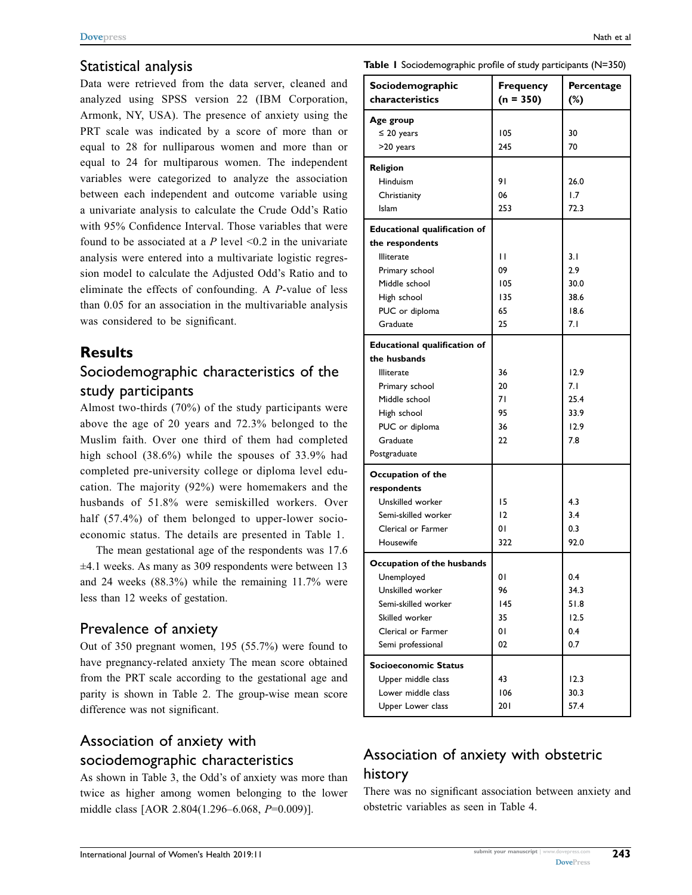## Statistical analysis

Data were retrieved from the data server, cleaned and analyzed using SPSS version 22 (IBM Corporation, Armonk, NY, USA). The presence of anxiety using the PRT scale was indicated by a score of more than or equal to 28 for nulliparous women and more than or equal to 24 for multiparous women. The independent variables were categorized to analyze the association between each independent and outcome variable using a univariate analysis to calculate the Crude Odd's Ratio with 95% Confidence Interval. Those variables that were found to be associated at a *P* level <0.2 in the univariate analysis were entered into a multivariate logistic regression model to calculate the Adjusted Odd's Ratio and to eliminate the effects of confounding. A *P*-value of less than 0.05 for an association in the multivariable analysis was considered to be significant.

# Results

## Sociodemographic characteristics of the study participants

Almost two-thirds (70%) of the study participants were above the age of 20 years and 72.3% belonged to the Muslim faith. Over one third of them had completed high school (38.6%) while the spouses of 33.9% had completed pre-university college or diploma level education. The majority (92%) were homemakers and the husbands of 51.8% were semiskilled workers. Over half (57.4%) of them belonged to upper-lower socioeconomic status. The details are presented in Table 1.

The mean gestational age of the respondents was 17.6 ±4.1 weeks. As many as 309 respondents were between 13 and 24 weeks (88.3%) while the remaining 11.7% were less than 12 weeks of gestation.

## Prevalence of anxiety

Out of 350 pregnant women, 195 (55.7%) were found to have pregnancy-related anxiety The mean score obtained from the PRT scale according to the gestational age and parity is shown in Table 2. The group-wise mean score difference was not significant.

## Association of anxiety with sociodemographic characteristics

As shown in Table 3, the Odd's of anxiety was more than twice as higher among women belonging to the lower middle class [AOR 2.804(1.296–6.068, *P*=0.009)].

**Table 1** Sociodemographic profile of study participants (N=350)

| Sociodemographic characteristics | Frequency (n = 350) | Percentage (%) |
|---|---|---|
| **Age group** | | |
| ≤ 20 years | 105 | 30 |
| >20 years | 245 | 70 |
| **Religion** | | |
| Hinduism | 91 | 26.0 |
| Christianity | 06 | 1.7 |
| Islam | 253 | 72.3 |
| **Educational qualification of the respondents** | | |
| Illiterate | 11 | 3.1 |
| Primary school | 09 | 2.9 |
| Middle school | 105 | 30.0 |
| High school | 135 | 38.6 |
| PUC or diploma | 65 | 18.6 |
| Graduate | 25 | 7.1 |
| **Educational qualification of the husbands** | | |
| Illiterate | 36 | 12.9 |
| Primary school | 20 | 7.1 |
| Middle school | 71 | 25.4 |
| High school | 95 | 33.9 |
| PUC or diploma | 36 | 12.9 |
| Graduate | 22 | 7.8 |
| Postgraduate | | |
| **Occupation of the respondents** | | |
| Unskilled worker | 15 | 4.3 |
| Semi-skilled worker | 12 | 3.4 |
| Clerical or Farmer | 01 | 0.3 |
| Housewife | 322 | 92.0 |
| **Occupation of the husbands** | | |
| Unemployed | 01 | 0.4 |
| Unskilled worker | 96 | 34.3 |
| Semi-skilled worker | 145 | 51.8 |
| Skilled worker | 35 | 12.5 |
| Clerical or Farmer | 01 | 0.4 |
| Semi professional | 02 | 0.7 |
| **Socioeconomic Status** | | |
| Upper middle class | 43 | 12.3 |
| Lower middle class | 106 | 30.3 |
| Upper Lower class | 201 | 57.4 |

## Association of anxiety with obstetric history

There was no significant association between anxiety and obstetric variables as seen in Table 4.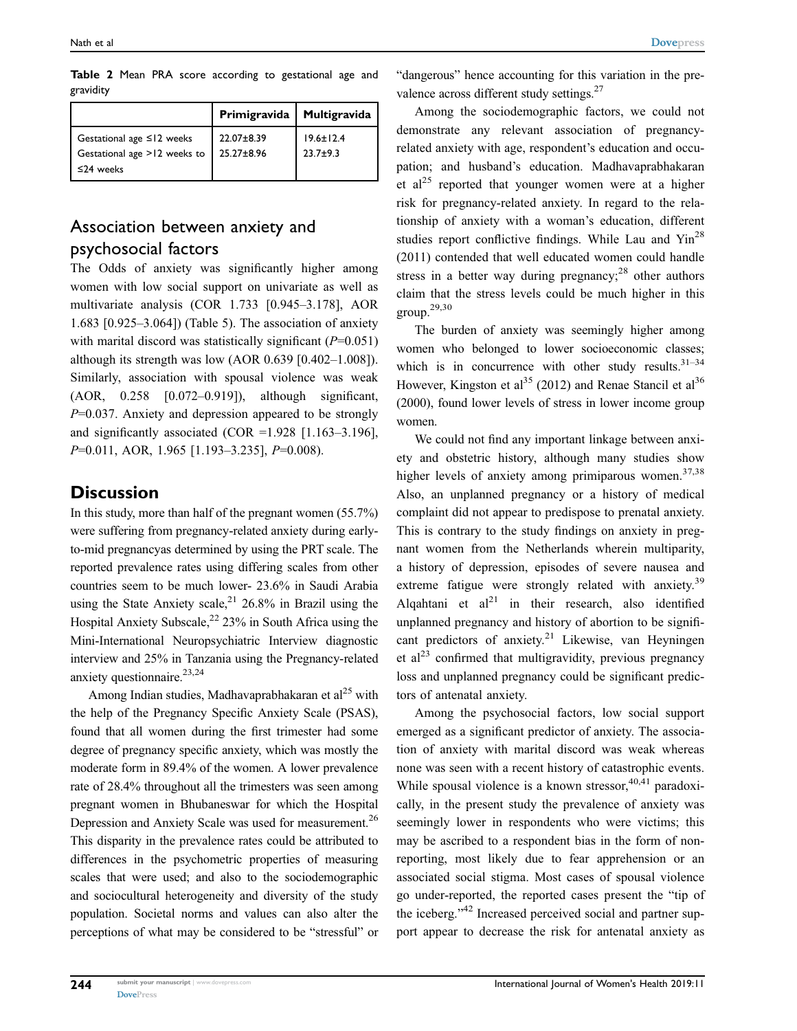**Table 2** Mean PRA score according to gestational age and gravidity

| | Primigravida | Multigravida |
|---|---|---|
| Gestational age ≤12 weeks | 22.07±8.39 | 19.6±12.4 |
| Gestational age >12 weeks to ≤24 weeks | 25.27±8.96 | 23.7±9.3 |

## Association between anxiety and psychosocial factors

The Odds of anxiety was significantly higher among women with low social support on univariate as well as multivariate analysis (COR 1.733 [0.945–3.178], AOR 1.683 [0.925–3.064]) (Table 5). The association of anxiety with marital discord was statistically significant ($P$=0.051) although its strength was low (AOR 0.639 [0.402–1.008]). Similarly, association with spousal violence was weak (AOR, 0.258 [0.072–0.919]), although significant, $P$=0.037. Anxiety and depression appeared to be strongly and significantly associated (COR =1.928 [1.163–3.196], $P$=0.011, AOR, 1.965 [1.193–3.235], $P$=0.008).

# Discussion

In this study, more than half of the pregnant women (55.7%) were suffering from pregnancy-related anxiety during early-to-mid pregnancyas determined by using the PRT scale. The reported prevalence rates using differing scales from other countries seem to be much lower- 23.6% in Saudi Arabia using the State Anxiety scale,[21] 26.8% in Brazil using the Hospital Anxiety Subscale,[22] 23% in South Africa using the Mini-International Neuropsychiatric Interview diagnostic interview and 25% in Tanzania using the Pregnancy-related anxiety questionnaire.[23,24]

Among Indian studies, Madhavaprabhakaran et al[25] with the help of the Pregnancy Specific Anxiety Scale (PSAS), found that all women during the first trimester had some degree of pregnancy specific anxiety, which was mostly the moderate form in 89.4% of the women. A lower prevalence rate of 28.4% throughout all the trimesters was seen among pregnant women in Bhubaneswar for which the Hospital Depression and Anxiety Scale was used for measurement.[26] This disparity in the prevalence rates could be attributed to differences in the psychometric properties of measuring scales that were used; and also to the sociodemographic and sociocultural heterogeneity and diversity of the study population. Societal norms and values can also alter the perceptions of what may be considered to be "stressful" or "dangerous" hence accounting for this variation in the prevalence across different study settings.[27]

Among the sociodemographic factors, we could not demonstrate any relevant association of pregnancy-related anxiety with age, respondent's education and occupation; and husband's education. Madhavaprabhakaran et al[25] reported that younger women were at a higher risk for pregnancy-related anxiety. In regard to the relationship of anxiety with a woman's education, different studies report conflictive findings. While Lau and Yin[28] (2011) contended that well educated women could handle stress in a better way during pregnancy;[28] other authors claim that the stress levels could be much higher in this group.[29,30]

The burden of anxiety was seemingly higher among women who belonged to lower socioeconomic classes; which is in concurrence with other study results.[31–34] However, Kingston et al[35] (2012) and Renae Stancil et al[36] (2000), found lower levels of stress in lower income group women.

We could not find any important linkage between anxiety and obstetric history, although many studies show higher levels of anxiety among primiparous women.[37,38] Also, an unplanned pregnancy or a history of medical complaint did not appear to predispose to prenatal anxiety. This is contrary to the study findings on anxiety in pregnant women from the Netherlands wherein multiparity, a history of depression, episodes of severe nausea and extreme fatigue were strongly related with anxiety.[39] Alqahtani et al[21] in their research, also identified unplanned pregnancy and history of abortion to be significant predictors of anxiety.[21] Likewise, van Heyningen et al[23] confirmed that multigravidity, previous pregnancy loss and unplanned pregnancy could be significant predictors of antenatal anxiety.

Among the psychosocial factors, low social support emerged as a significant predictor of anxiety. The association of anxiety with marital discord was weak whereas none was seen with a recent history of catastrophic events. While spousal violence is a known stressor,[40,41] paradoxically, in the present study the prevalence of anxiety was seemingly lower in respondents who were victims; this may be ascribed to a respondent bias in the form of non-reporting, most likely due to fear apprehension or an associated social stigma. Most cases of spousal violence go under-reported, the reported cases present the "tip of the iceberg."[42] Increased perceived social and partner support appear to decrease the risk for antenatal anxiety as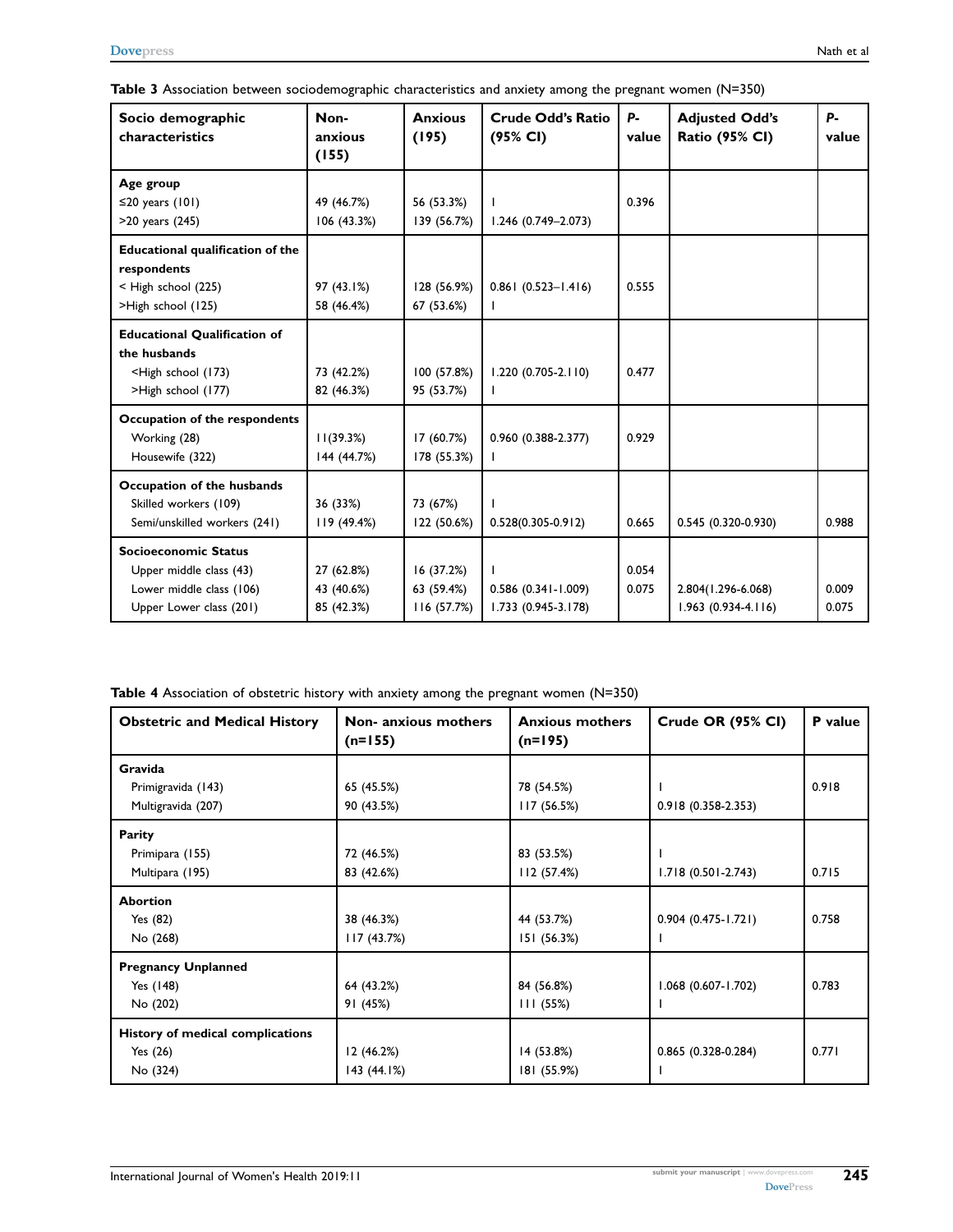**Table 3** Association between sociodemographic characteristics and anxiety among the pregnant women (N=350)

| Socio demographic characteristics | Non-anxious (155) | Anxious (195) | Crude Odd's Ratio (95% CI) | P-value | Adjusted Odd's Ratio (95% CI) | P-value |
|---|---|---|---|---|---|---|
| **Age group** | | | | | | |
| ≤20 years (101) | 49 (46.7%) | 56 (53.3%) | 1 | 0.396 | | |
| >20 years (245) | 106 (43.3%) | 139 (56.7%) | 1.246 (0.749–2.073) | | | |
| **Educational qualification of the respondents** | | | | | | |
| < High school (225) | 97 (43.1%) | 128 (56.9%) | 0.861 (0.523–1.416) | 0.555 | | |
| >High school (125) | 58 (46.4%) | 67 (53.6%) | 1 | | | |
| **Educational Qualification of the husbands** | | | | | | |
| <High school (173) | 73 (42.2%) | 100 (57.8%) | 1.220 (0.705-2.110) | 0.477 | | |
| >High school (177) | 82 (46.3%) | 95 (53.7%) | 1 | | | |
| **Occupation of the respondents** | | | | | | |
| Working (28) | 11(39.3%) | 17 (60.7%) | 0.960 (0.388-2.377) | 0.929 | | |
| Housewife (322) | 144 (44.7%) | 178 (55.3%) | 1 | | | |
| **Occupation of the husbands** | | | | | | |
| Skilled workers (109) | 36 (33%) | 73 (67%) | 1 | | | |
| Semi/unskilled workers (241) | 119 (49.4%) | 122 (50.6%) | 0.528(0.305-0.912) | 0.665 | 0.545 (0.320-0.930) | 0.988 |
| **Socioeconomic Status** | | | | | | |
| Upper middle class (43) | 27 (62.8%) | 16 (37.2%) | 1 | 0.054 | | |
| Lower middle class (106) | 43 (40.6%) | 63 (59.4%) | 0.586 (0.341-1.009) | 0.075 | 2.804(1.296-6.068) | 0.009 |
| Upper Lower class (201) | 85 (42.3%) | 116 (57.7%) | 1.733 (0.945-3.178) | | 1.963 (0.934-4.116) | 0.075 |

**Table 4** Association of obstetric history with anxiety among the pregnant women (N=350)

| Obstetric and Medical History | Non- anxious mothers (n=155) | Anxious mothers (n=195) | Crude OR (95% CI) | P value |
|---|---|---|---|---|
| **Gravida** | | | | |
| Primigravida (143) | 65 (45.5%) | 78 (54.5%) | 1 | 0.918 |
| Multigravida (207) | 90 (43.5%) | 117 (56.5%) | 0.918 (0.358-2.353) | |
| **Parity** | | | | |
| Primipara (155) | 72 (46.5%) | 83 (53.5%) | 1 | |
| Multipara (195) | 83 (42.6%) | 112 (57.4%) | 1.718 (0.501-2.743) | 0.715 |
| **Abortion** | | | | |
| Yes (82) | 38 (46.3%) | 44 (53.7%) | 0.904 (0.475-1.721) | 0.758 |
| No (268) | 117 (43.7%) | 151 (56.3%) | 1 | |
| **Pregnancy Unplanned** | | | | |
| Yes (148) | 64 (43.2%) | 84 (56.8%) | 1.068 (0.607-1.702) | 0.783 |
| No (202) | 91 (45%) | 111 (55%) | 1 | |
| **History of medical complications** | | | | |
| Yes (26) | 12 (46.2%) | 14 (53.8%) | 0.865 (0.328-0.284) | 0.771 |
| No (324) | 143 (44.1%) | 181 (55.9%) | 1 | |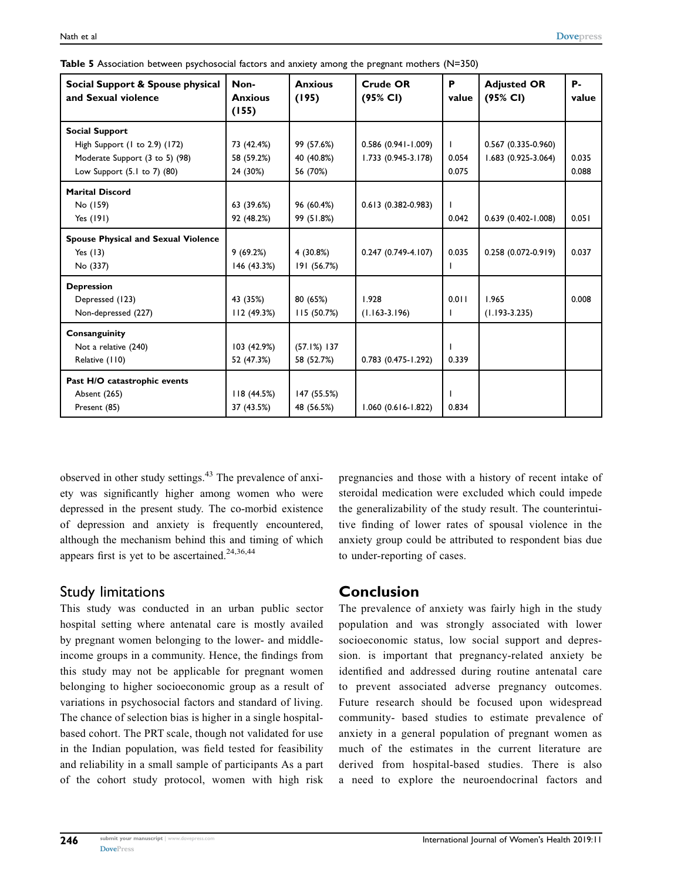**Table 5** Association between psychosocial factors and anxiety among the pregnant mothers (N=350)

| Social Support & Spouse physical and Sexual violence | Non-Anxious (155) | Anxious (195) | Crude OR (95% CI) | P value | Adjusted OR (95% CI) | P-value |
|---|---|---|---|---|---|---|
| **Social Support** | | | | | | |
| High Support (1 to 2.9) (172) | 73 (42.4%) | 99 (57.6%) | 0.586 (0.941-1.009) | 1 | 0.567 (0.335-0.960) | |
| Moderate Support (3 to 5) (98) | 58 (59.2%) | 40 (40.8%) | 1.733 (0.945-3.178) | 0.054 | 1.683 (0.925-3.064) | 0.035 |
| Low Support (5.1 to 7) (80) | 24 (30%) | 56 (70%) | | 0.075 | | 0.088 |
| **Marital Discord** | | | | | | |
| No (159) | 63 (39.6%) | 96 (60.4%) | 0.613 (0.382-0.983) | 1 | | |
| Yes (191) | 92 (48.2%) | 99 (51.8%) | | 0.042 | 0.639 (0.402-1.008) | 0.051 |
| **Spouse Physical and Sexual Violence** | | | | | | |
| Yes (13) | 9 (69.2%) | 4 (30.8%) | 0.247 (0.749-4.107) | 0.035 | 0.258 (0.072-0.919) | 0.037 |
| No (337) | 146 (43.3%) | 191 (56.7%) | | 1 | | |
| **Depression** | | | | | | |
| Depressed (123) | 43 (35%) | 80 (65%) | 1.928 | 0.011 | 1.965 | 0.008 |
| Non-depressed (227) | 112 (49.3%) | 115 (50.7%) | (1.163-3.196) | 1 | (1.193-3.235) | |
| **Consanguinity** | | | | | | |
| Not a relative (240) | 103 (42.9%) | (57.1%) 137 | | 1 | | |
| Relative (110) | 52 (47.3%) | 58 (52.7%) | 0.783 (0.475-1.292) | 0.339 | | |
| **Past H/O catastrophic events** | | | | | | |
| Absent (265) | 118 (44.5%) | 147 (55.5%) | | 1 | | |
| Present (85) | 37 (43.5%) | 48 (56.5%) | 1.060 (0.616-1.822) | 0.834 | | |

observed in other study settings.[43] The prevalence of anxiety was significantly higher among women who were depressed in the present study. The co-morbid existence of depression and anxiety is frequently encountered, although the mechanism behind this and timing of which appears first is yet to be ascertained.[24,36,44]

## Study limitations

This study was conducted in an urban public sector hospital setting where antenatal care is mostly availed by pregnant women belonging to the lower- and middle-income groups in a community. Hence, the findings from this study may not be applicable for pregnant women belonging to higher socioeconomic group as a result of variations in psychosocial factors and standard of living. The chance of selection bias is higher in a single hospital-based cohort. The PRT scale, though not validated for use in the Indian population, was field tested for feasibility and reliability in a small sample of participants As a part of the cohort study protocol, women with high risk pregnancies and those with a history of recent intake of steroidal medication were excluded which could impede the generalizability of the study result. The counterintuitive finding of lower rates of spousal violence in the anxiety group could be attributed to respondent bias due to under-reporting of cases.

## Conclusion

The prevalence of anxiety was fairly high in the study population and was strongly associated with lower socioeconomic status, low social support and depression. is important that pregnancy-related anxiety be identified and addressed during routine antenatal care to prevent associated adverse pregnancy outcomes. Future research should be focused upon widespread community- based studies to estimate prevalence of anxiety in a general population of pregnant women as much of the estimates in the current literature are derived from hospital-based studies. There is also a need to explore the neuroendocrinal factors and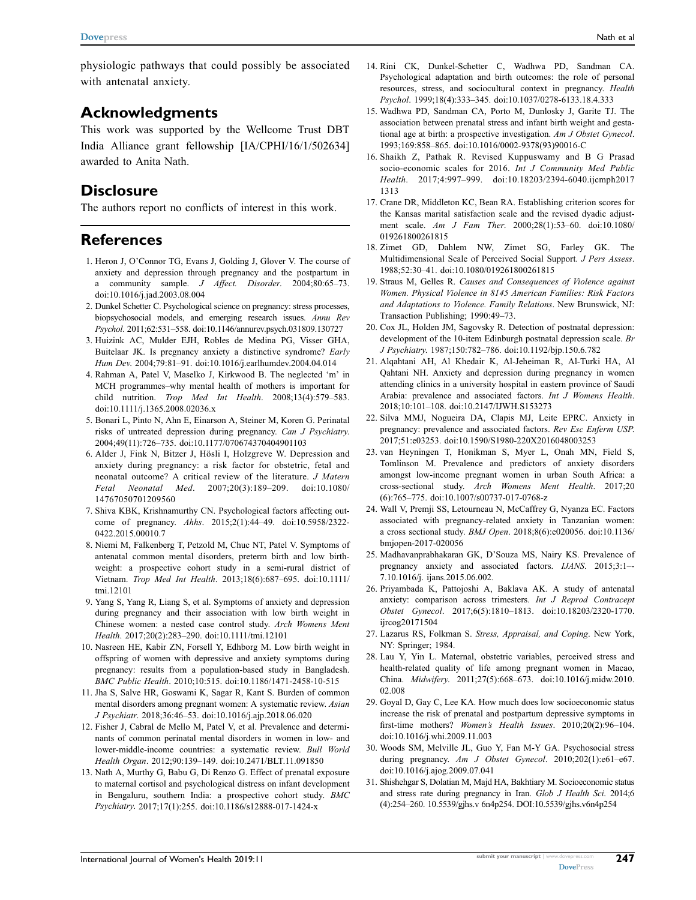physiologic pathways that could possibly be associated with antenatal anxiety.

## Acknowledgments

This work was supported by the Wellcome Trust DBT India Alliance grant fellowship [IA/CPHI/16/1/502634] awarded to Anita Nath.

## Disclosure

The authors report no conflicts of interest in this work.

## References

1. Heron J, O'Connor TG, Evans J, Golding J, Glover V. The course of anxiety and depression through pregnancy and the postpartum in a community sample. *J Affect. Disorder.* 2004;80:65–73. doi:10.1016/j.jad.2003.08.004
2. Dunkel Schetter C. Psychological science on pregnancy: stress processes, biopsychosocial models, and emerging research issues. *Annu Rev Psychol*. 2011;62:531–558. doi:10.1146/annurev.psych.031809.130727
3. Huizink AC, Mulder EJH, Robles de Medina PG, Visser GHA, Buitelaar JK. Is pregnancy anxiety a distinctive syndrome? *Early Hum Dev.* 2004;79:81–91. doi:10.1016/j.earlhumdev.2004.04.014
4. Rahman A, Patel V, Maselko J, Kirkwood B. The neglected 'm' in MCH programmes–why mental health of mothers is important for child nutrition. *Trop Med Int Health*. 2008;13(4):579–583. doi:10.1111/j.1365.2008.02036.x
5. Bonari L, Pinto N, Ahn E, Einarson A, Steiner M, Koren G. Perinatal risks of untreated depression during pregnancy. *Can J Psychiatry.* 2004;49(11):726–735. doi:10.1177/070674370404901103
6. Alder J, Fink N, Bitzer J, Hösli I, Holzgreve W. Depression and anxiety during pregnancy: a risk factor for obstetric, fetal and neonatal outcome? A critical review of the literature. *J Matern Fetal Neonatal Med*. 2007;20(3):189–209. doi:10.1080/14767050701209560
7. Shiva KBK, Krishnamurthy CN. Psychological factors affecting outcome of pregnancy. *Ahhs*. 2015;2(1):44–49. doi:10.5958/2322-0422.2015.00010.7
8. Niemi M, Falkenberg T, Petzold M, Chuc NT, Patel V. Symptoms of antenatal common mental disorders, preterm birth and low birth-weight: a prospective cohort study in a semi-rural district of Vietnam. *Trop Med Int Health*. 2013;18(6):687–695. doi:10.1111/tmi.12101
9. Yang S, Yang R, Liang S, et al. Symptoms of anxiety and depression during pregnancy and their association with low birth weight in Chinese women: a nested case control study. *Arch Womens Ment Health.* 2017;20(2):283–290. doi:10.1111/tmi.12101
10. Nasreen HE, Kabir ZN, Forsell Y, Edhborg M. Low birth weight in offspring of women with depressive and anxiety symptoms during pregnancy: results from a population-based study in Bangladesh. *BMC Public Health*. 2010;10:515. doi:10.1186/1471-2458-10-515
11. Jha S, Salve HR, Goswami K, Sagar R, Kant S. Burden of common mental disorders among pregnant women: A systematic review. *Asian J Psychiatr*. 2018;36:46–53. doi:10.1016/j.ajp.2018.06.020
12. Fisher J, Cabral de Mello M, Patel V, et al. Prevalence and determinants of common perinatal mental disorders in women in low- and lower-middle-income countries: a systematic review. *Bull World Health Organ*. 2012;90:139–149. doi:10.2471/BLT.11.091850
13. Nath A, Murthy G, Babu G, Di Renzo G. Effect of prenatal exposure to maternal cortisol and psychological distress on infant development in Bengaluru, southern India: a prospective cohort study. *BMC Psychiatry.* 2017;17(1):255. doi:10.1186/s12888-017-1424-x
14. Rini CK, Dunkel-Schetter C, Wadhwa PD, Sandman CA. Psychological adaptation and birth outcomes: the role of personal resources, stress, and sociocultural context in pregnancy. *Health Psychol*. 1999;18(4):333–345. doi:10.1037/0278-6133.18.4.333
15. Wadhwa PD, Sandman CA, Porto M, Dunlosky J, Garite TJ. The association between prenatal stress and infant birth weight and gestational age at birth: a prospective investigation. *Am J Obstet Gynecol*. 1993;169:858–865. doi:10.1016/0002-9378(93)90016-C
16. Shaikh Z, Pathak R. Revised Kuppuswamy and B G Prasad socio-economic scales for 2016. *Int J Community Med Public Health*. 2017;4:997–999. doi:10.18203/2394-6040.ijcmph20171313
17. Crane DR, Middleton KC, Bean RA. Establishing criterion scores for the Kansas marital satisfaction scale and the revised dyadic adjustment scale. *Am J Fam Ther*. 2000;28(1):53–60. doi:10.1080/019261800261815
18. Zimet GD, Dahlem NW, Zimet SG, Farley GK. The Multidimensional Scale of Perceived Social Support. *J Pers Assess*. 1988;52:30–41. doi:10.1080/019261800261815
19. Straus M, Gelles R. *Causes and Consequences of Violence against Women. Physical Violence in 8145 American Families: Risk Factors and Adaptations to Violence. Family Relations*. New Brunswick, NJ: Transaction Publishing; 1990:49–73.
20. Cox JL, Holden JM, Sagovsky R. Detection of postnatal depression: development of the 10-item Edinburgh postnatal depression scale. *Br J Psychiatry.* 1987;150:782–786. doi:10.1192/bjp.150.6.782
21. Alqahtani AH, Al Khedair K, Al-Jeheiman R, Al-Turki HA, Al Qahtani NH. Anxiety and depression during pregnancy in women attending clinics in a university hospital in eastern province of Saudi Arabia: prevalence and associated factors. *Int J Womens Health*. 2018;10:101–108. doi:10.2147/IJWH.S153273
22. Silva MMJ, Nogueira DA, Clapis MJ, Leite EPRC. Anxiety in pregnancy: prevalence and associated factors. *Rev Esc Enferm USP.* 2017;51:e03253. doi:10.1590/S1980-220X2016048003253
23. van Heyningen T, Honikman S, Myer L, Onah MN, Field S, Tomlinson M. Prevalence and predictors of anxiety disorders amongst low-income pregnant women in urban South Africa: a cross-sectional study. *Arch Womens Ment Health*. 2017;20(6):765–775. doi:10.1007/s00737-017-0768-z
24. Wall V, Premji SS, Letourneau N, McCaffrey G, Nyanza EC. Factors associated with pregnancy-related anxiety in Tanzanian women: a cross sectional study. *BMJ Open*. 2018;8(6):e020056. doi:10.1136/bmjopen-2017-020056
25. Madhavanprabhakaran GK, D'Souza MS, Nairy KS. Prevalence of pregnancy anxiety and associated factors. *IJANS*. 2015;3:1–-7.10.1016/j. ijans.2015.06.002.
26. Priyambada K, Pattojoshi A, Baklava AK. A study of antenatal anxiety: comparison across trimesters. *Int J Reprod Contracept Obstet Gynecol*. 2017;6(5):1810–1813. doi:10.18203/2320-1770.ijrcog20171504
27. Lazarus RS, Folkman S. *Stress, Appraisal, and Coping*. New York, NY: Springer; 1984.
28. Lau Y, Yin L. Maternal, obstetric variables, perceived stress and health-related quality of life among pregnant women in Macao, China. *Midwifery*. 2011;27(5):668–673. doi:10.1016/j.midw.2010.02.008
29. Goyal D, Gay C, Lee KA. How much does low socioeconomic status increase the risk of prenatal and postpartum depressive symptoms in first-time mothers? *Women's Health Issues*. 2010;20(2):96–104. doi:10.1016/j.whi.2009.11.003
30. Woods SM, Melville JL, Guo Y, Fan M-Y GA. Psychosocial stress during pregnancy. *Am J Obstet Gynecol*. 2010;202(1):e61–e67. doi:10.1016/j.ajog.2009.07.041
31. Shishehgar S, Dolatian M, Majd HA, Bakhtiary M. Socioeconomic status and stress rate during pregnancy in Iran. *Glob J Health Sci*. 2014;6(4):254–260. 10.5539/gjhs.v 6n4p254. DOI:10.5539/gjhs.v6n4p254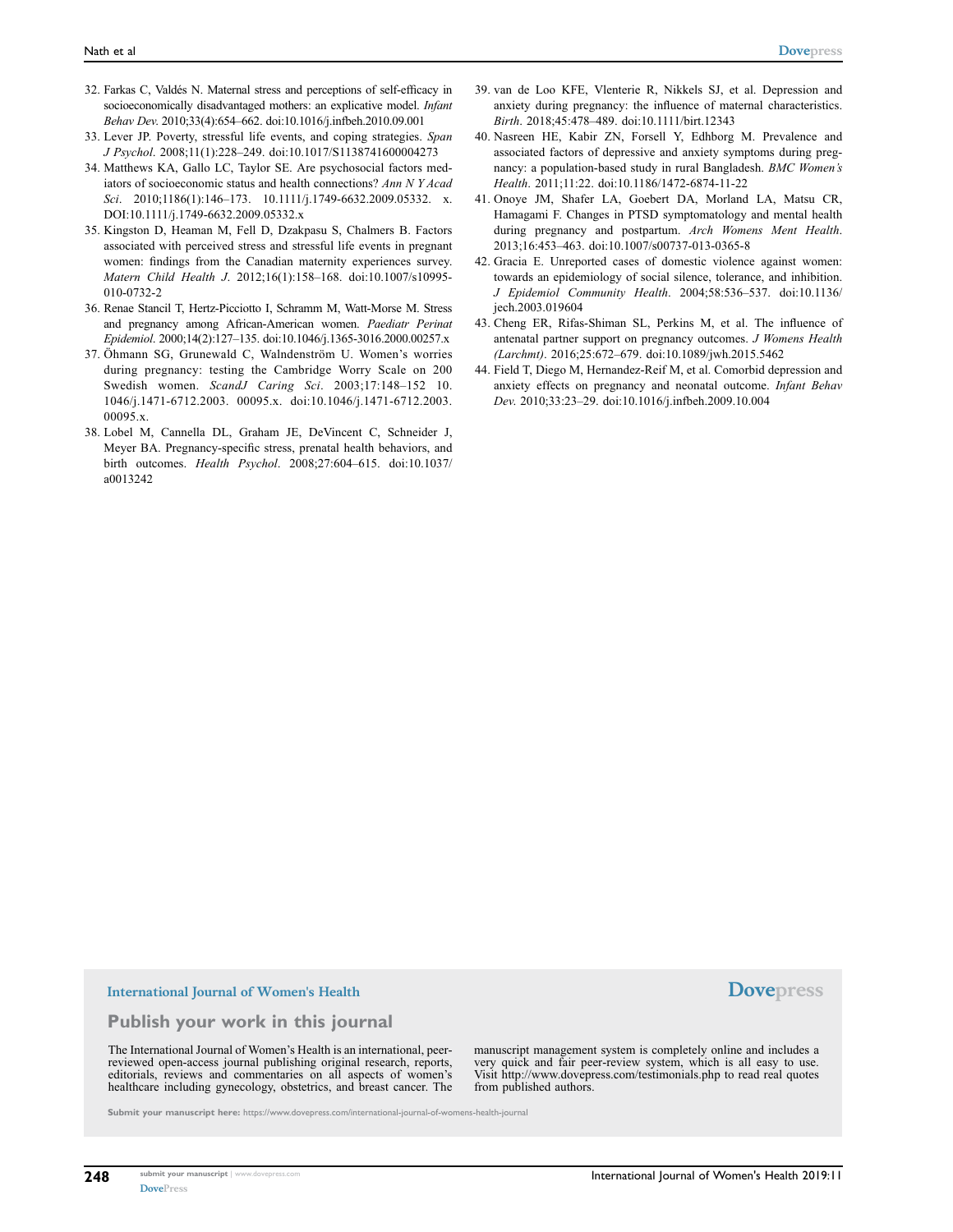32. Farkas C, Valdés N. Maternal stress and perceptions of self-efficacy in socioeconomically disadvantaged mothers: an explicative model. *Infant Behav Dev*. 2010;33(4):654–662. doi:10.1016/j.infbeh.2010.09.001
33. Lever JP. Poverty, stressful life events, and coping strategies. *Span J Psychol*. 2008;11(1):228–249. doi:10.1017/S1138741600004273
34. Matthews KA, Gallo LC, Taylor SE. Are psychosocial factors mediators of socioeconomic status and health connections? *Ann N Y Acad Sci*. 2010;1186(1):146–173. 10.1111/j.1749-6632.2009.05332. x. DOI:10.1111/j.1749-6632.2009.05332.x
35. Kingston D, Heaman M, Fell D, Dzakpasu S, Chalmers B. Factors associated with perceived stress and stressful life events in pregnant women: findings from the Canadian maternity experiences survey. *Matern Child Health J*. 2012;16(1):158–168. doi:10.1007/s10995-010-0732-2
36. Renae Stancil T, Hertz-Picciotto I, Schramm M, Watt-Morse M. Stress and pregnancy among African-American women. *Paediatr Perinat Epidemiol*. 2000;14(2):127–135. doi:10.1046/j.1365-3016.2000.00257.x
37. Öhmann SG, Grunewald C, Walndenström U. Women's worries during pregnancy: testing the Cambridge Worry Scale on 200 Swedish women. *ScandJ Caring Sci*. 2003;17:148–152 10. 1046/j.1471-6712.2003. 00095.x. doi:10.1046/j.1471-6712.2003. 00095.x.
38. Lobel M, Cannella DL, Graham JE, DeVincent C, Schneider J, Meyer BA. Pregnancy-specific stress, prenatal health behaviors, and birth outcomes. *Health Psychol*. 2008;27:604–615. doi:10.1037/ a0013242
39. van de Loo KFE, Vlenterie R, Nikkels SJ, et al. Depression and anxiety during pregnancy: the influence of maternal characteristics. *Birth*. 2018;45:478–489. doi:10.1111/birt.12343
40. Nasreen HE, Kabir ZN, Forsell Y, Edhborg M. Prevalence and associated factors of depressive and anxiety symptoms during pregnancy: a population-based study in rural Bangladesh. *BMC Women's Health*. 2011;11:22. doi:10.1186/1472-6874-11-22
41. Onoye JM, Shafer LA, Goebert DA, Morland LA, Matsu CR, Hamagami F. Changes in PTSD symptomatology and mental health during pregnancy and postpartum. *Arch Womens Ment Health*. 2013;16:453–463. doi:10.1007/s00737-013-0365-8
42. Gracia E. Unreported cases of domestic violence against women: towards an epidemiology of social silence, tolerance, and inhibition. *J Epidemiol Community Health*. 2004;58:536–537. doi:10.1136/ jech.2003.019604
43. Cheng ER, Rifas-Shiman SL, Perkins M, et al. The influence of antenatal partner support on pregnancy outcomes. *J Womens Health (Larchmt)*. 2016;25:672–679. doi:10.1089/jwh.2015.5462
44. Field T, Diego M, Hernandez-Reif M, et al. Comorbid depression and anxiety effects on pregnancy and neonatal outcome. *Infant Behav Dev.* 2010;33:23–29. doi:10.1016/j.infbeh.2009.10.004

**International Journal of Women's Health**

**Dovepress**

## Publish your work in this journal

The International Journal of Women's Health is an international, peer-reviewed open-access journal publishing original research, reports, editorials, reviews and commentaries on all aspects of women's healthcare including gynecology, obstetrics, and breast cancer. The manuscript management system is completely online and includes a very quick and fair peer-review system, which is all easy to use. Visit http://www.dovepress.com/testimonials.php to read real quotes from published authors.

**Submit your manuscript here:** https://www.dovepress.com/international-journal-of-womens-health-journal